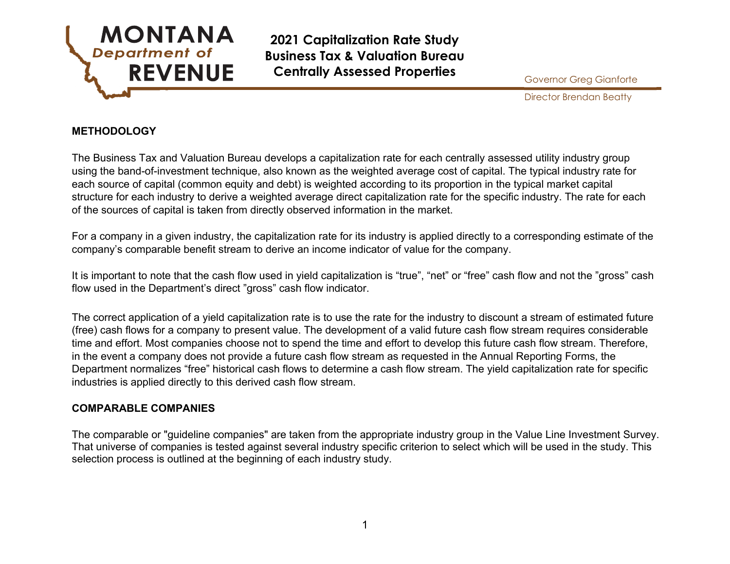# MONTANA Department of REVENUE

**2021 Capitalization Rate Study**
**Business Tax & Valuation Bureau**
**Centrally Assessed Properties**

Governor Greg Gianforte

Director Brendan Beatty

## METHODOLOGY

The Business Tax and Valuation Bureau develops a capitalization rate for each centrally assessed utility industry group using the band-of-investment technique, also known as the weighted average cost of capital. The typical industry rate for each source of capital (common equity and debt) is weighted according to its proportion in the typical market capital structure for each industry to derive a weighted average direct capitalization rate for the specific industry. The rate for each of the sources of capital is taken from directly observed information in the market.

For a company in a given industry, the capitalization rate for its industry is applied directly to a corresponding estimate of the company's comparable benefit stream to derive an income indicator of value for the company.

It is important to note that the cash flow used in yield capitalization is "true", "net" or "free" cash flow and not the "gross" cash flow used in the Department's direct "gross" cash flow indicator.

The correct application of a yield capitalization rate is to use the rate for the industry to discount a stream of estimated future (free) cash flows for a company to present value. The development of a valid future cash flow stream requires considerable time and effort. Most companies choose not to spend the time and effort to develop this future cash flow stream. Therefore, in the event a company does not provide a future cash flow stream as requested in the Annual Reporting Forms, the Department normalizes "free" historical cash flows to determine a cash flow stream. The yield capitalization rate for specific industries is applied directly to this derived cash flow stream.

## COMPARABLE COMPANIES

The comparable or "guideline companies" are taken from the appropriate industry group in the Value Line Investment Survey. That universe of companies is tested against several industry specific criterion to select which will be used in the study. This selection process is outlined at the beginning of each industry study.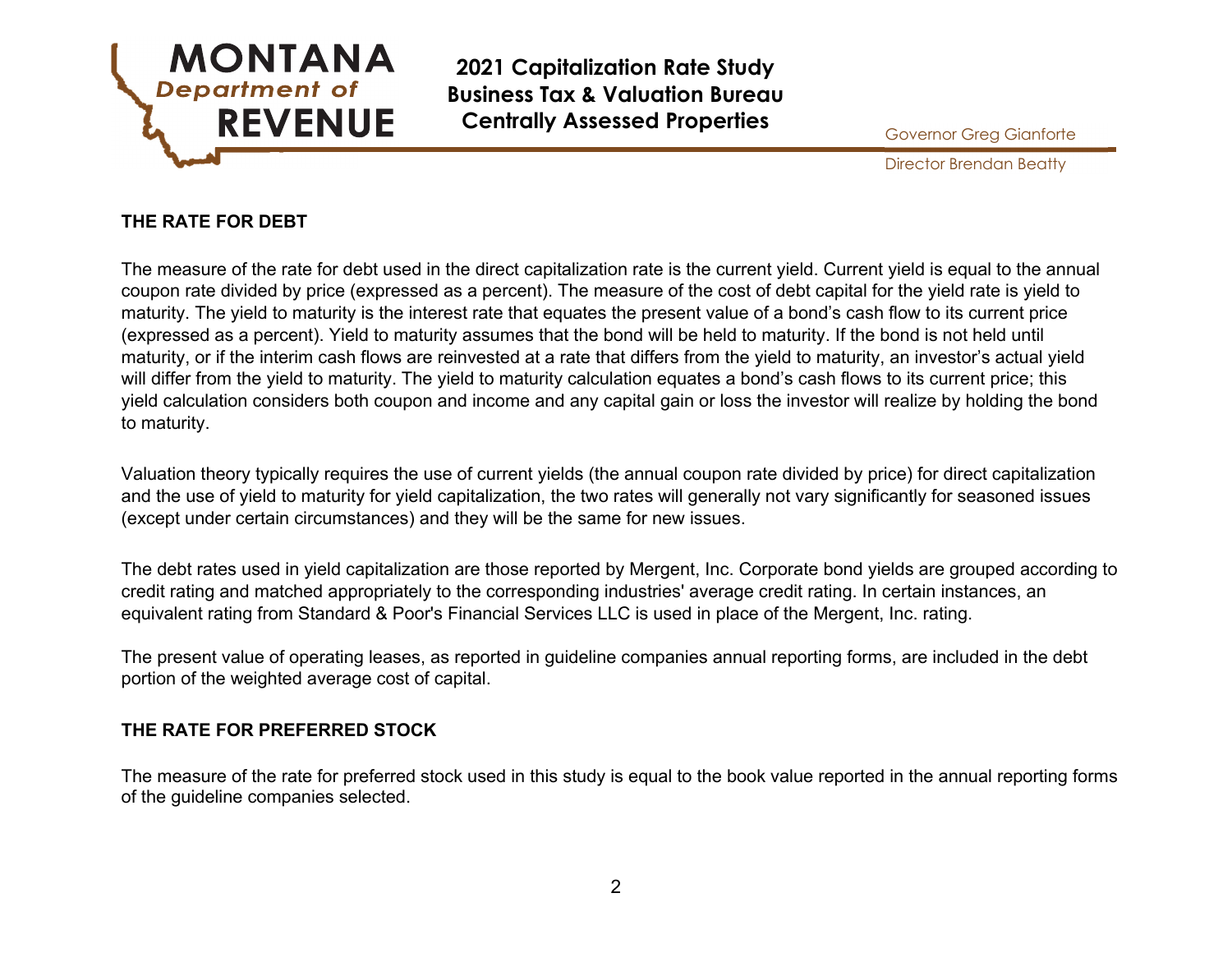## THE RATE FOR DEBT

The measure of the rate for debt used in the direct capitalization rate is the current yield. Current yield is equal to the annual coupon rate divided by price (expressed as a percent). The measure of the cost of debt capital for the yield rate is yield to maturity. The yield to maturity is the interest rate that equates the present value of a bond's cash flow to its current price (expressed as a percent). Yield to maturity assumes that the bond will be held to maturity. If the bond is not held until maturity, or if the interim cash flows are reinvested at a rate that differs from the yield to maturity, an investor's actual yield will differ from the yield to maturity. The yield to maturity calculation equates a bond's cash flows to its current price; this yield calculation considers both coupon and income and any capital gain or loss the investor will realize by holding the bond to maturity.

Valuation theory typically requires the use of current yields (the annual coupon rate divided by price) for direct capitalization and the use of yield to maturity for yield capitalization, the two rates will generally not vary significantly for seasoned issues (except under certain circumstances) and they will be the same for new issues.

The debt rates used in yield capitalization are those reported by Mergent, Inc. Corporate bond yields are grouped according to credit rating and matched appropriately to the corresponding industries' average credit rating. In certain instances, an equivalent rating from Standard & Poor's Financial Services LLC is used in place of the Mergent, Inc. rating.

The present value of operating leases, as reported in guideline companies annual reporting forms, are included in the debt portion of the weighted average cost of capital.

## THE RATE FOR PREFERRED STOCK

The measure of the rate for preferred stock used in this study is equal to the book value reported in the annual reporting forms of the guideline companies selected.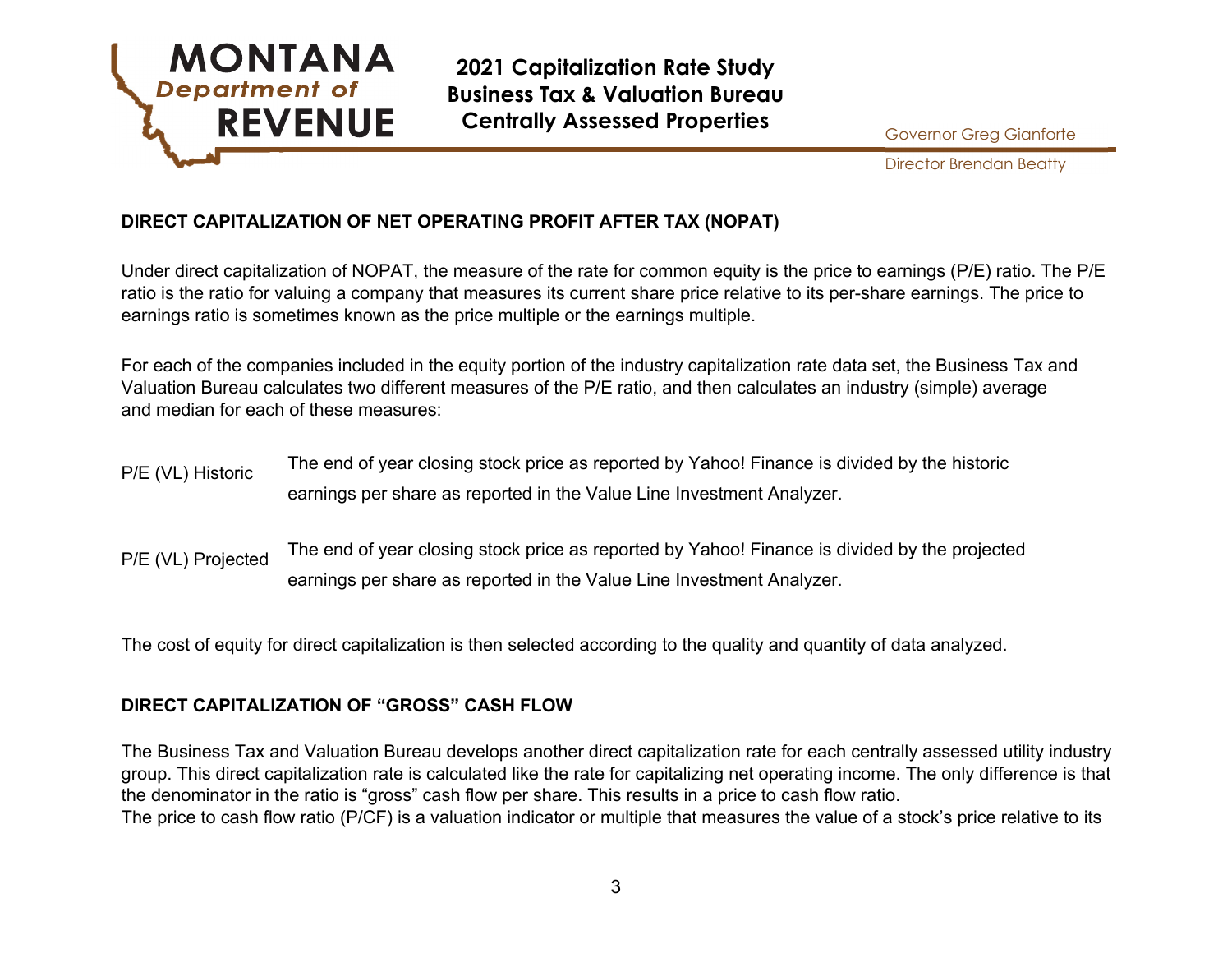## DIRECT CAPITALIZATION OF NET OPERATING PROFIT AFTER TAX (NOPAT)

Under direct capitalization of NOPAT, the measure of the rate for common equity is the price to earnings (P/E) ratio. The P/E ratio is the ratio for valuing a company that measures its current share price relative to its per-share earnings. The price to earnings ratio is sometimes known as the price multiple or the earnings multiple.

For each of the companies included in the equity portion of the industry capitalization rate data set, the Business Tax and Valuation Bureau calculates two different measures of the P/E ratio, and then calculates an industry (simple) average and median for each of these measures:

| | |
|---|---|
| P/E (VL) Historic | The end of year closing stock price as reported by Yahoo! Finance is divided by the historic earnings per share as reported in the Value Line Investment Analyzer. |
| P/E (VL) Projected | The end of year closing stock price as reported by Yahoo! Finance is divided by the projected earnings per share as reported in the Value Line Investment Analyzer. |

The cost of equity for direct capitalization is then selected according to the quality and quantity of data analyzed.

## DIRECT CAPITALIZATION OF "GROSS" CASH FLOW

The Business Tax and Valuation Bureau develops another direct capitalization rate for each centrally assessed utility industry group. This direct capitalization rate is calculated like the rate for capitalizing net operating income. The only difference is that the denominator in the ratio is "gross" cash flow per share. This results in a price to cash flow ratio.

The price to cash flow ratio (P/CF) is a valuation indicator or multiple that measures the value of a stock's price relative to its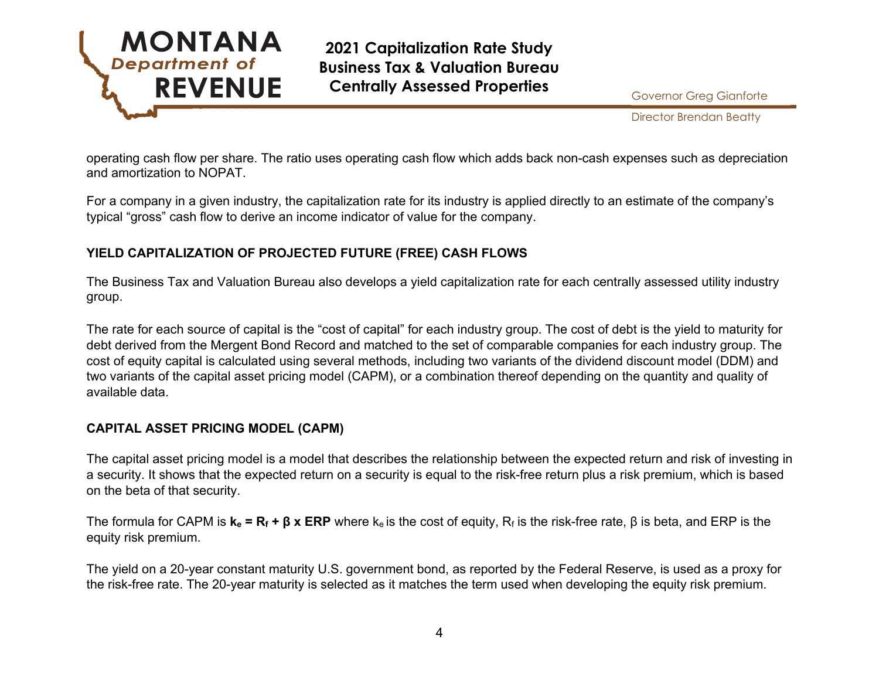operating cash flow per share. The ratio uses operating cash flow which adds back non-cash expenses such as depreciation and amortization to NOPAT.

For a company in a given industry, the capitalization rate for its industry is applied directly to an estimate of the company's typical "gross" cash flow to derive an income indicator of value for the company.

### YIELD CAPITALIZATION OF PROJECTED FUTURE (FREE) CASH FLOWS

The Business Tax and Valuation Bureau also develops a yield capitalization rate for each centrally assessed utility industry group.

The rate for each source of capital is the "cost of capital" for each industry group. The cost of debt is the yield to maturity for debt derived from the Mergent Bond Record and matched to the set of comparable companies for each industry group. The cost of equity capital is calculated using several methods, including two variants of the dividend discount model (DDM) and two variants of the capital asset pricing model (CAPM), or a combination thereof depending on the quantity and quality of available data.

### CAPITAL ASSET PRICING MODEL (CAPM)

The capital asset pricing model is a model that describes the relationship between the expected return and risk of investing in a security. It shows that the expected return on a security is equal to the risk-free return plus a risk premium, which is based on the beta of that security.

The formula for CAPM is $\mathbf{k_e = R_f + \beta \times ERP}$ where $k_e$ is the cost of equity, $R_f$ is the risk-free rate, $\beta$ is beta, and ERP is the equity risk premium.

The yield on a 20-year constant maturity U.S. government bond, as reported by the Federal Reserve, is used as a proxy for the risk-free rate. The 20-year maturity is selected as it matches the term used when developing the equity risk premium.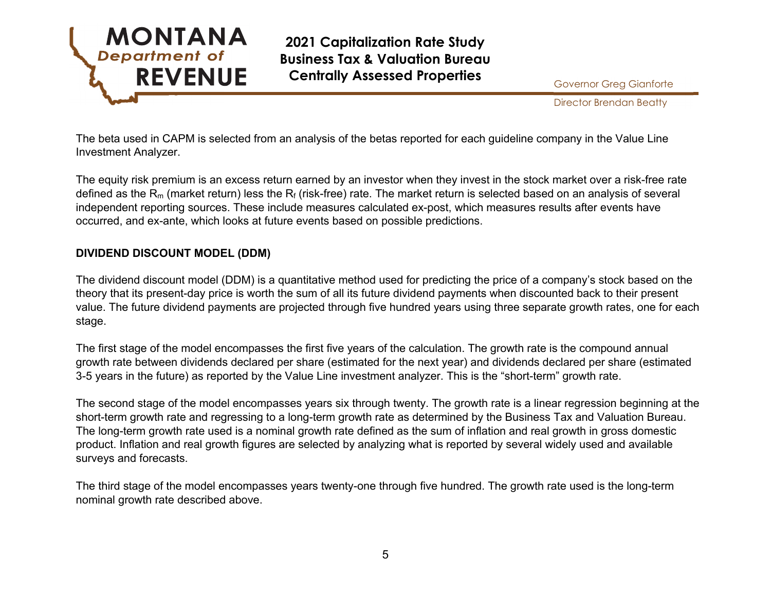The beta used in CAPM is selected from an analysis of the betas reported for each guideline company in the Value Line Investment Analyzer.

The equity risk premium is an excess return earned by an investor when they invest in the stock market over a risk-free rate defined as the $R_m$ (market return) less the $R_f$ (risk-free) rate. The market return is selected based on an analysis of several independent reporting sources. These include measures calculated ex-post, which measures results after events have occurred, and ex-ante, which looks at future events based on possible predictions.

**DIVIDEND DISCOUNT MODEL (DDM)**

The dividend discount model (DDM) is a quantitative method used for predicting the price of a company's stock based on the theory that its present-day price is worth the sum of all its future dividend payments when discounted back to their present value. The future dividend payments are projected through five hundred years using three separate growth rates, one for each stage.

The first stage of the model encompasses the first five years of the calculation. The growth rate is the compound annual growth rate between dividends declared per share (estimated for the next year) and dividends declared per share (estimated 3-5 years in the future) as reported by the Value Line investment analyzer. This is the "short-term" growth rate.

The second stage of the model encompasses years six through twenty. The growth rate is a linear regression beginning at the short-term growth rate and regressing to a long-term growth rate as determined by the Business Tax and Valuation Bureau. The long-term growth rate used is a nominal growth rate defined as the sum of inflation and real growth in gross domestic product. Inflation and real growth figures are selected by analyzing what is reported by several widely used and available surveys and forecasts.

The third stage of the model encompasses years twenty-one through five hundred. The growth rate used is the long-term nominal growth rate described above.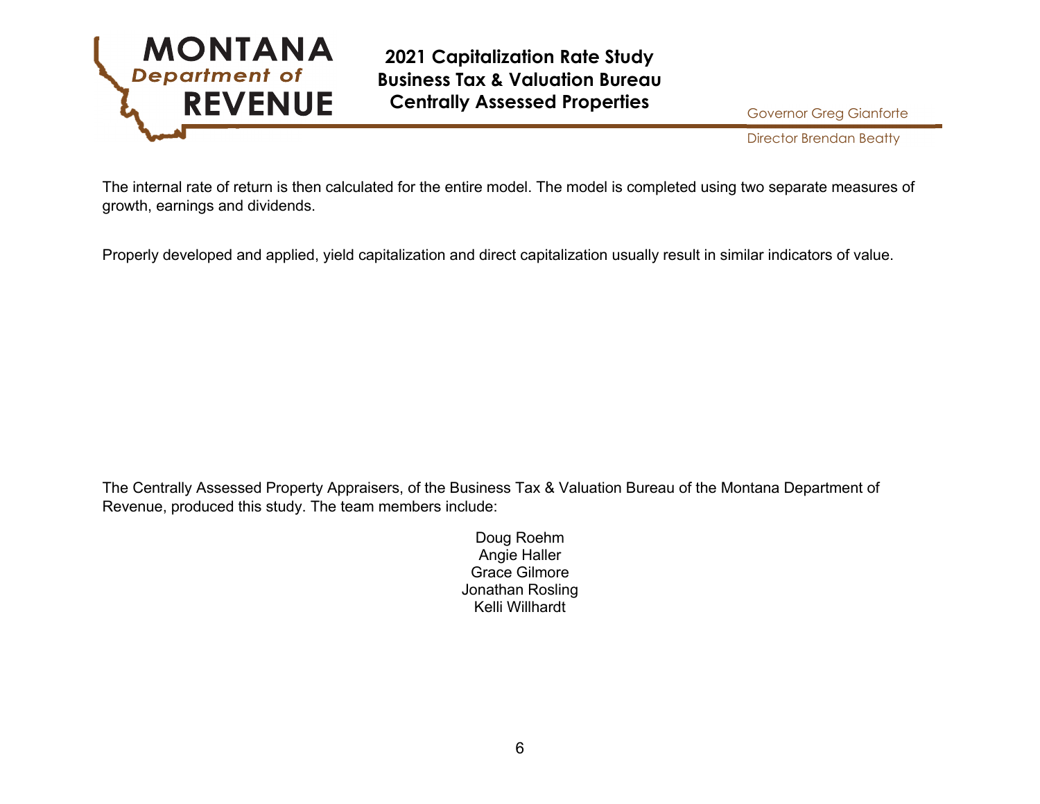The internal rate of return is then calculated for the entire model. The model is completed using two separate measures of growth, earnings and dividends.

Properly developed and applied, yield capitalization and direct capitalization usually result in similar indicators of value.

The Centrally Assessed Property Appraisers, of the Business Tax & Valuation Bureau of the Montana Department of Revenue, produced this study. The team members include:

Doug Roehm
Angie Haller
Grace Gilmore
Jonathan Rosling
Kelli Willhardt